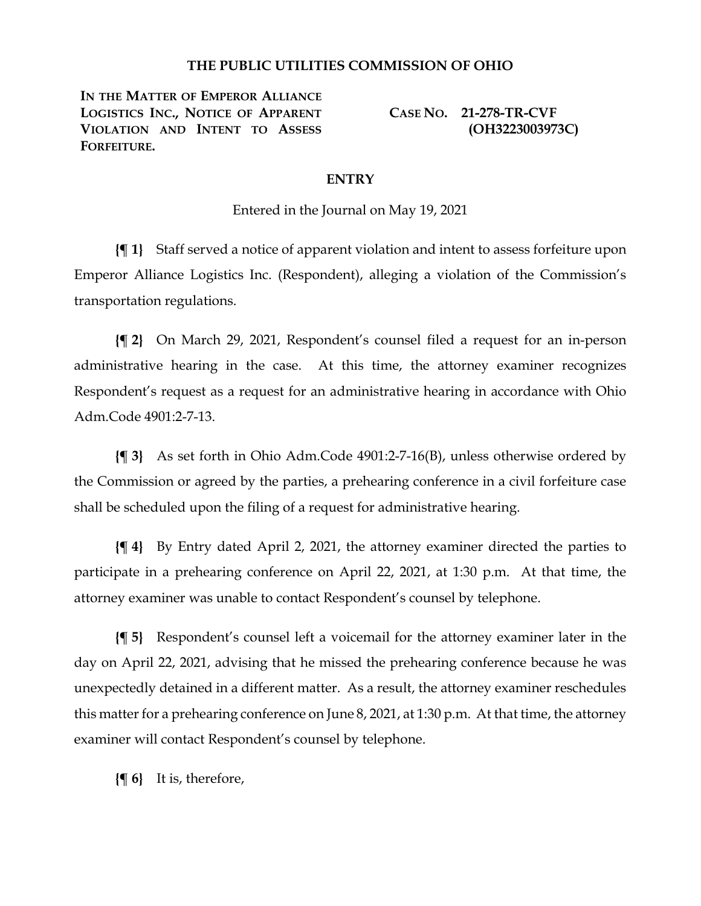# THE PUBLIC UTILITIES COMMISSION OF OHIO

**IN THE MATTER OF EMPEROR ALLIANCE LOGISTICS INC., NOTICE OF APPARENT VIOLATION AND INTENT TO ASSESS FORFEITURE.**

**CASE NO. 21-278-TR-CVF (OH3223003973C)**

## ENTRY

Entered in the Journal on May 19, 2021

**{¶ 1}** Staff served a notice of apparent violation and intent to assess forfeiture upon Emperor Alliance Logistics Inc. (Respondent), alleging a violation of the Commission's transportation regulations.

**{¶ 2}** On March 29, 2021, Respondent's counsel filed a request for an in-person administrative hearing in the case. At this time, the attorney examiner recognizes Respondent's request as a request for an administrative hearing in accordance with Ohio Adm.Code 4901:2-7-13.

**{¶ 3}** As set forth in Ohio Adm.Code 4901:2-7-16(B), unless otherwise ordered by the Commission or agreed by the parties, a prehearing conference in a civil forfeiture case shall be scheduled upon the filing of a request for administrative hearing.

**{¶ 4}** By Entry dated April 2, 2021, the attorney examiner directed the parties to participate in a prehearing conference on April 22, 2021, at 1:30 p.m. At that time, the attorney examiner was unable to contact Respondent's counsel by telephone.

**{¶ 5}** Respondent's counsel left a voicemail for the attorney examiner later in the day on April 22, 2021, advising that he missed the prehearing conference because he was unexpectedly detained in a different matter. As a result, the attorney examiner reschedules this matter for a prehearing conference on June 8, 2021, at 1:30 p.m. At that time, the attorney examiner will contact Respondent's counsel by telephone.

**{¶ 6}** It is, therefore,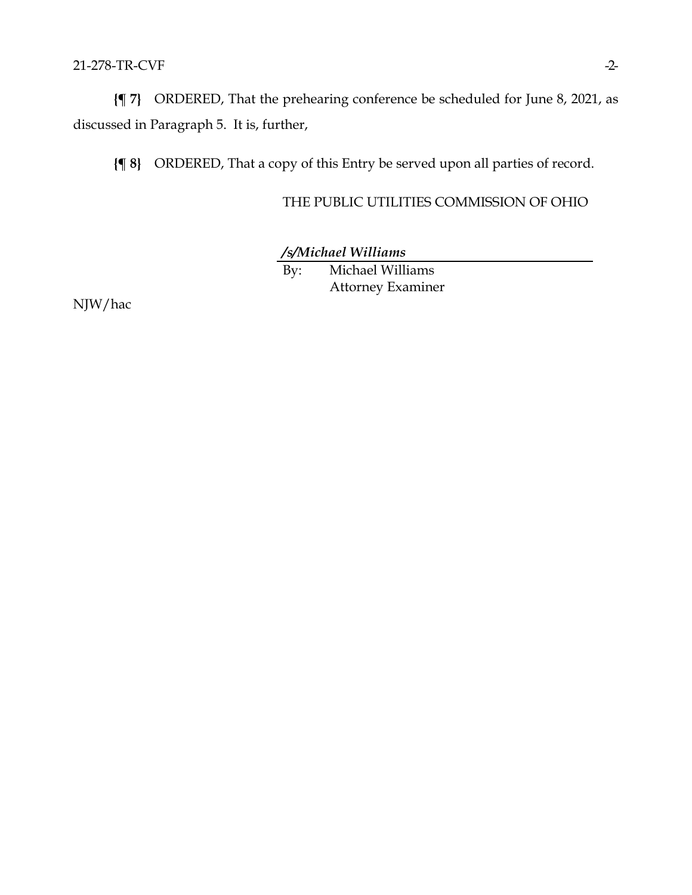**{¶ 7}** ORDERED, That the prehearing conference be scheduled for June 8, 2021, as discussed in Paragraph 5. It is, further,

**{¶ 8}** ORDERED, That a copy of this Entry be served upon all parties of record.

THE PUBLIC UTILITIES COMMISSION OF OHIO

***/s/Michael Williams***

By: Michael Williams
Attorney Examiner

NJW/hac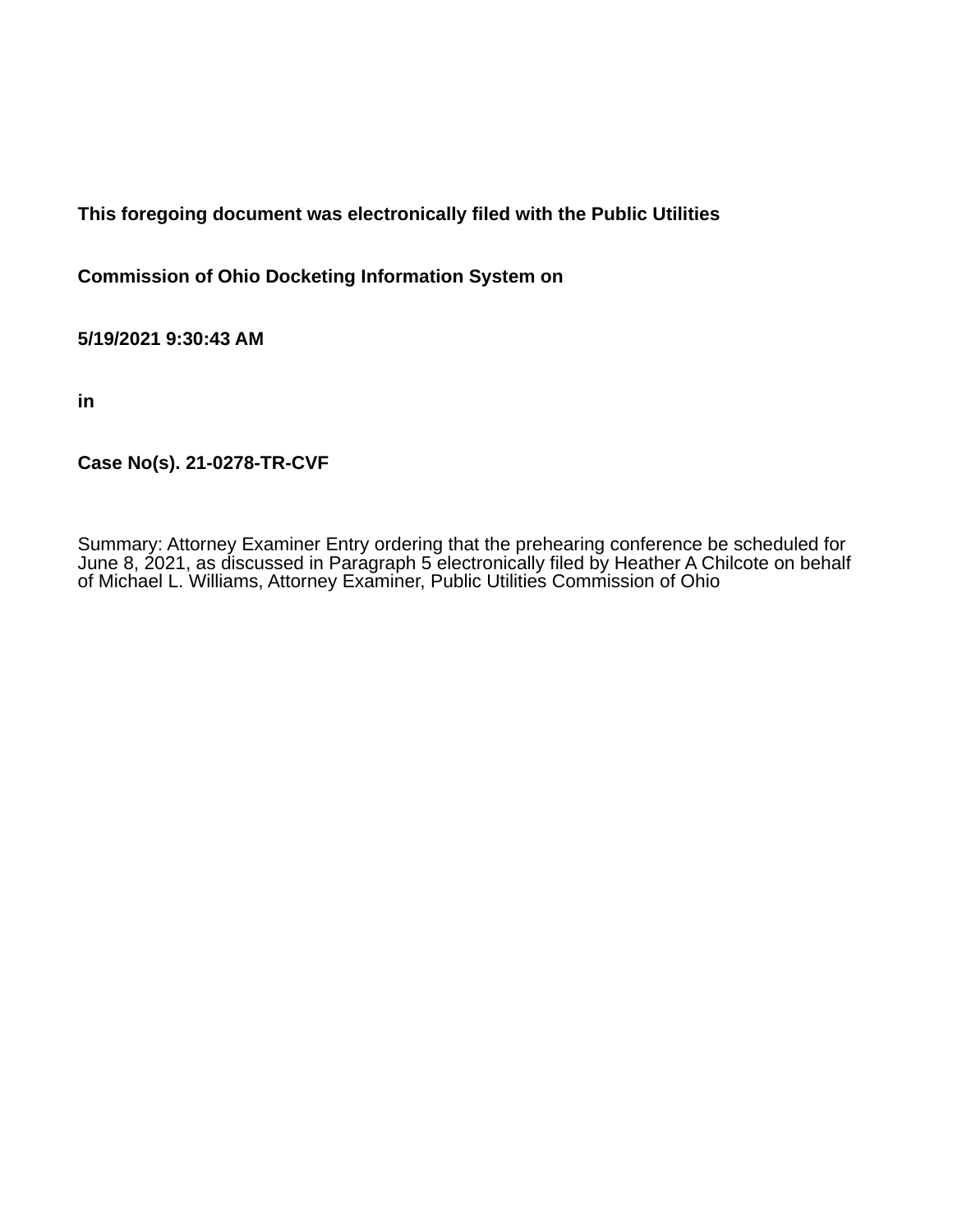**This foregoing document was electronically filed with the Public Utilities**

**Commission of Ohio Docketing Information System on**

**5/19/2021 9:30:43 AM**

**in**

**Case No(s). 21-0278-TR-CVF**

Summary: Attorney Examiner Entry ordering that the prehearing conference be scheduled for June 8, 2021, as discussed in Paragraph 5 electronically filed by Heather A Chilcote on behalf of Michael L. Williams, Attorney Examiner, Public Utilities Commission of Ohio